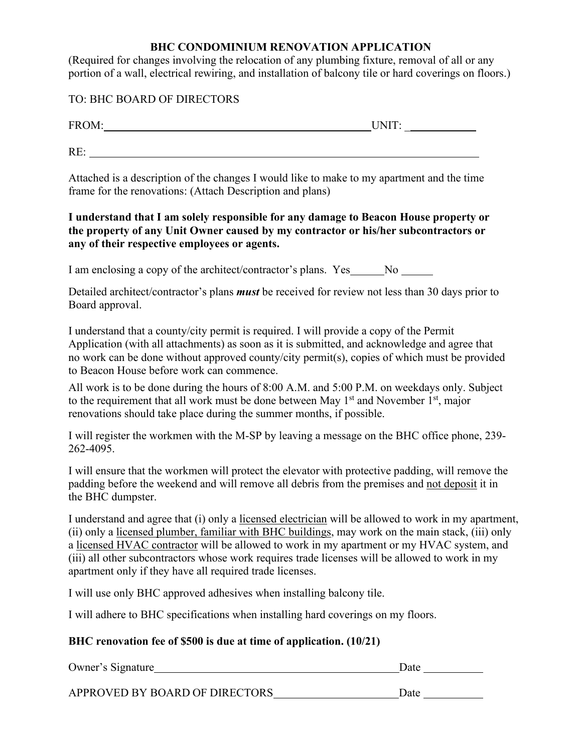# BHC CONDOMINIUM RENOVATION APPLICATION

(Required for changes involving the relocation of any plumbing fixture, removal of all or any portion of a wall, electrical rewiring, and installation of balcony tile or hard coverings on floors.)

TO: BHC BOARD OF DIRECTORS

FROM:\_\_\_\_\_\_\_\_\_\_\_\_\_\_\_\_\_\_\_\_\_\_\_\_\_\_\_\_\_\_\_\_\_\_\_\_\_\_\_\_\_\_\_\_\_\_\_\_ UNIT: \_\_\_\_\_\_\_\_\_\_\_\_

RE: \_\_\_\_\_\_\_\_\_\_\_\_\_\_\_\_\_\_\_\_\_\_\_\_\_\_\_\_\_\_\_\_\_\_\_\_\_\_\_\_\_\_\_\_\_\_\_\_\_\_\_\_\_\_\_\_\_\_\_\_\_\_\_\_\_\_\_\_\_\_

Attached is a description of the changes I would like to make to my apartment and the time frame for the renovations: (Attach Description and plans)

**I understand that I am solely responsible for any damage to Beacon House property or the property of any Unit Owner caused by my contractor or his/her subcontractors or any of their respective employees or agents.**

I am enclosing a copy of the architect/contractor's plans. Yes\_\_\_\_\_\_No \_\_\_\_\_\_

Detailed architect/contractor's plans ***must*** be received for review not less than 30 days prior to Board approval.

I understand that a county/city permit is required. I will provide a copy of the Permit Application (with all attachments) as soon as it is submitted, and acknowledge and agree that no work can be done without approved county/city permit(s), copies of which must be provided to Beacon House before work can commence.

All work is to be done during the hours of 8:00 A.M. and 5:00 P.M. on weekdays only. Subject to the requirement that all work must be done between May 1st and November 1st, major renovations should take place during the summer months, if possible.

I will register the workmen with the M-SP by leaving a message on the BHC office phone, 239-262-4095.

I will ensure that the workmen will protect the elevator with protective padding, will remove the padding before the weekend and will remove all debris from the premises and <u>not deposit</u> it in the BHC dumpster.

I understand and agree that (i) only a <u>licensed electrician</u> will be allowed to work in my apartment, (ii) only a <u>licensed plumber, familiar with BHC buildings</u>, may work on the main stack, (iii) only a <u>licensed HVAC contractor</u> will be allowed to work in my apartment or my HVAC system, and (iii) all other subcontractors whose work requires trade licenses will be allowed to work in my apartment only if they have all required trade licenses.

I will use only BHC approved adhesives when installing balcony tile.

I will adhere to BHC specifications when installing hard coverings on my floors.

**BHC renovation fee of $500 is due at time of application. (10/21)**

Owner's Signature\_\_\_\_\_\_\_\_\_\_\_\_\_\_\_\_\_\_\_\_\_\_\_\_\_\_\_\_\_\_\_\_\_\_\_\_\_\_\_\_\_\_\_\_\_Date \_\_\_\_\_\_\_\_\_\_\_

APPROVED BY BOARD OF DIRECTORS\_\_\_\_\_\_\_\_\_\_\_\_\_\_\_\_\_\_\_\_\_\_\_Date \_\_\_\_\_\_\_\_\_\_\_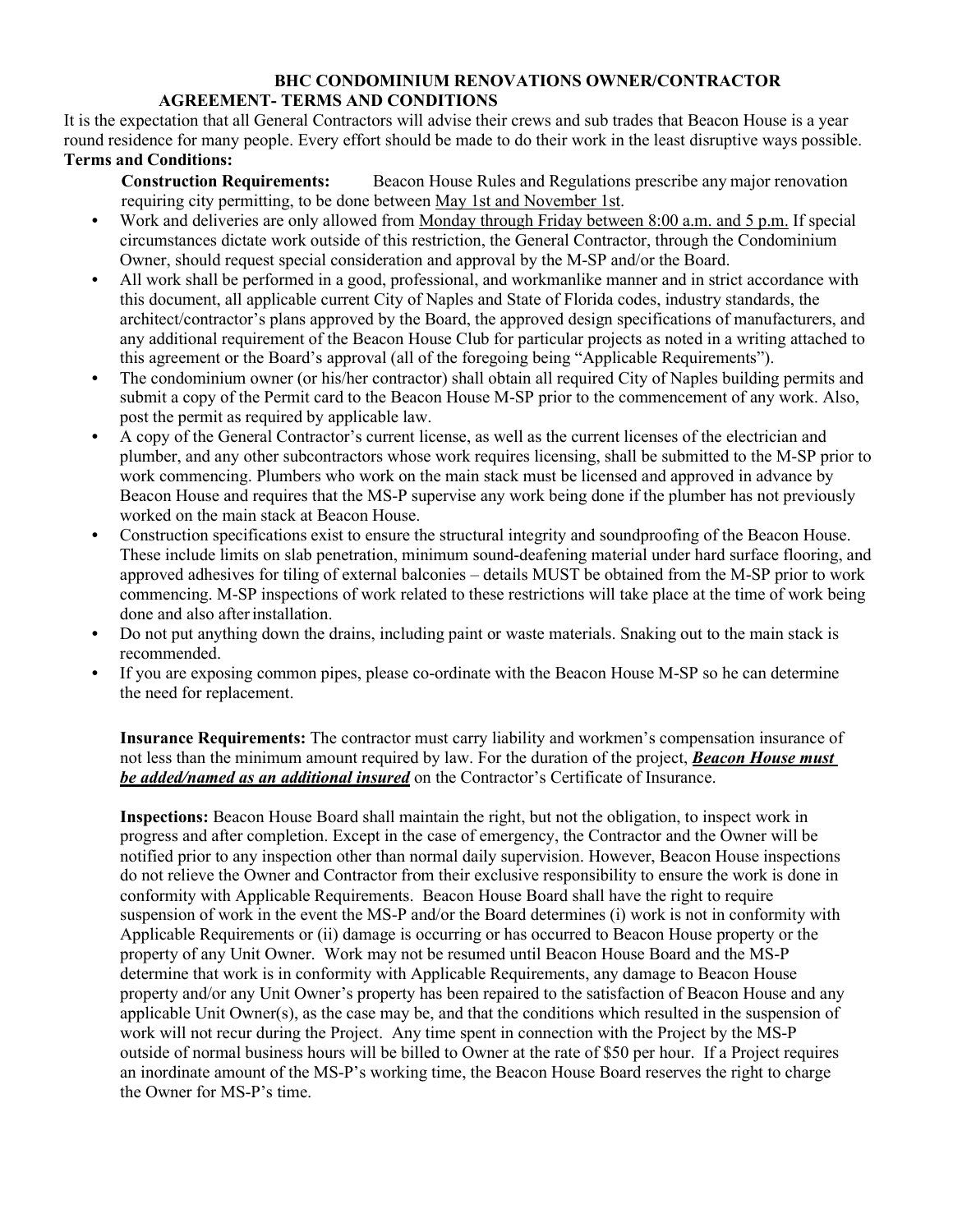**BHC CONDOMINIUM RENOVATIONS OWNER/CONTRACTOR AGREEMENT- TERMS AND CONDITIONS**

It is the expectation that all General Contractors will advise their crews and sub trades that Beacon House is a year round residence for many people. Every effort should be made to do their work in the least disruptive ways possible.

**Terms and Conditions:**

**Construction Requirements:** Beacon House Rules and Regulations prescribe any major renovation requiring city permitting, to be done between May 1st and November 1st.

- Work and deliveries are only allowed from Monday through Friday between 8:00 a.m. and 5 p.m. If special circumstances dictate work outside of this restriction, the General Contractor, through the Condominium Owner, should request special consideration and approval by the M-SP and/or the Board.
- All work shall be performed in a good, professional, and workmanlike manner and in strict accordance with this document, all applicable current City of Naples and State of Florida codes, industry standards, the architect/contractor's plans approved by the Board, the approved design specifications of manufacturers, and any additional requirement of the Beacon House Club for particular projects as noted in a writing attached to this agreement or the Board's approval (all of the foregoing being "Applicable Requirements").
- The condominium owner (or his/her contractor) shall obtain all required City of Naples building permits and submit a copy of the Permit card to the Beacon House M-SP prior to the commencement of any work. Also, post the permit as required by applicable law.
- A copy of the General Contractor's current license, as well as the current licenses of the electrician and plumber, and any other subcontractors whose work requires licensing, shall be submitted to the M-SP prior to work commencing. Plumbers who work on the main stack must be licensed and approved in advance by Beacon House and requires that the MS-P supervise any work being done if the plumber has not previously worked on the main stack at Beacon House.
- Construction specifications exist to ensure the structural integrity and soundproofing of the Beacon House. These include limits on slab penetration, minimum sound-deafening material under hard surface flooring, and approved adhesives for tiling of external balconies – details MUST be obtained from the M-SP prior to work commencing. M-SP inspections of work related to these restrictions will take place at the time of work being done and also after installation.
- Do not put anything down the drains, including paint or waste materials. Snaking out to the main stack is recommended.
- If you are exposing common pipes, please co-ordinate with the Beacon House M-SP so he can determine the need for replacement.

**Insurance Requirements:** The contractor must carry liability and workmen's compensation insurance of not less than the minimum amount required by law. For the duration of the project, ***Beacon House must be added/named as an additional insured*** on the Contractor's Certificate of Insurance.

**Inspections:** Beacon House Board shall maintain the right, but not the obligation, to inspect work in progress and after completion. Except in the case of emergency, the Contractor and the Owner will be notified prior to any inspection other than normal daily supervision. However, Beacon House inspections do not relieve the Owner and Contractor from their exclusive responsibility to ensure the work is done in conformity with Applicable Requirements. Beacon House Board shall have the right to require suspension of work in the event the MS-P and/or the Board determines (i) work is not in conformity with Applicable Requirements or (ii) damage is occurring or has occurred to Beacon House property or the property of any Unit Owner. Work may not be resumed until Beacon House Board and the MS-P determine that work is in conformity with Applicable Requirements, any damage to Beacon House property and/or any Unit Owner's property has been repaired to the satisfaction of Beacon House and any applicable Unit Owner(s), as the case may be, and that the conditions which resulted in the suspension of work will not recur during the Project. Any time spent in connection with the Project by the MS-P outside of normal business hours will be billed to Owner at the rate of $50 per hour. If a Project requires an inordinate amount of the MS-P's working time, the Beacon House Board reserves the right to charge the Owner for MS-P's time.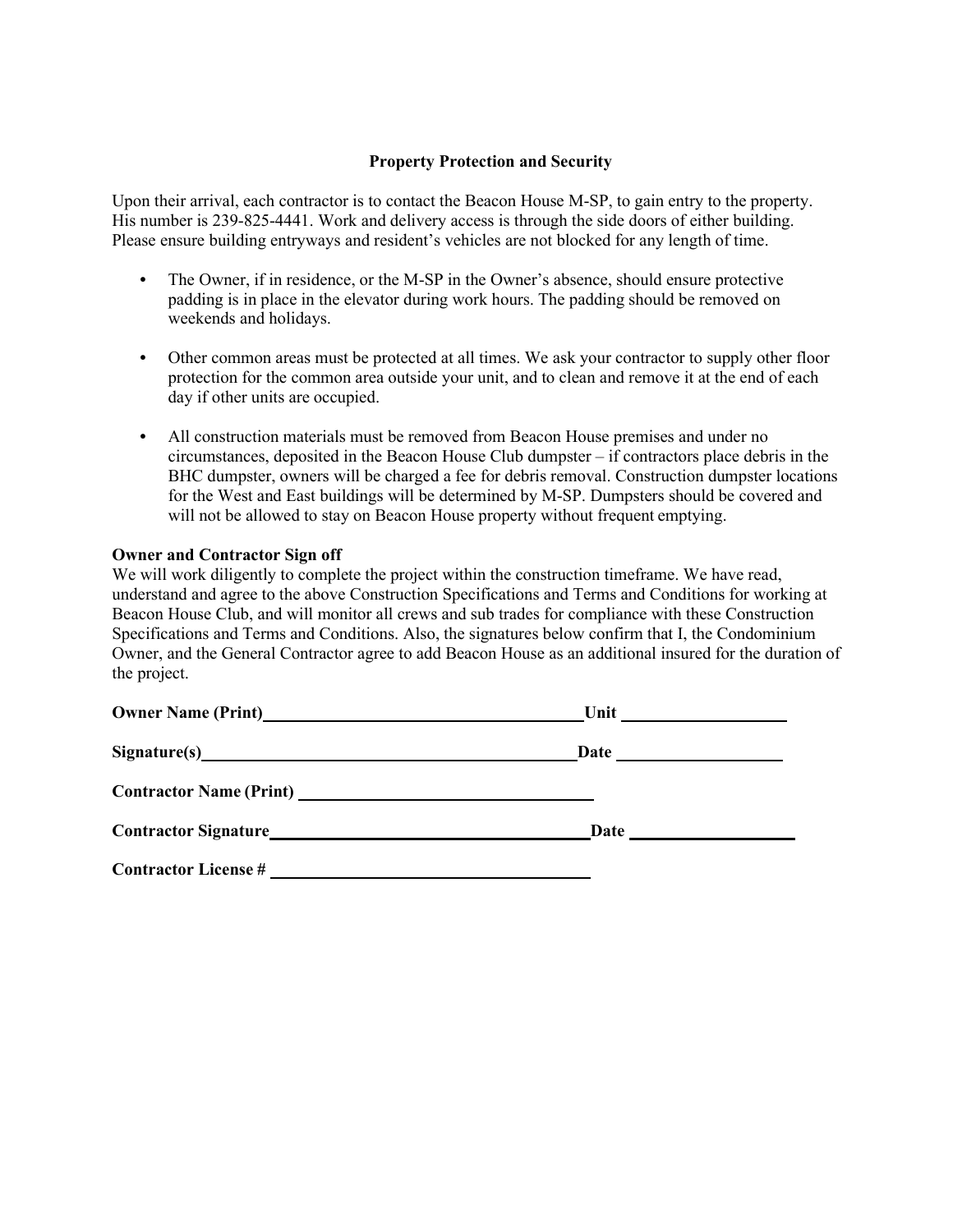## Property Protection and Security

Upon their arrival, each contractor is to contact the Beacon House M-SP, to gain entry to the property. His number is 239-825-4441. Work and delivery access is through the side doors of either building. Please ensure building entryways and resident's vehicles are not blocked for any length of time.

- The Owner, if in residence, or the M-SP in the Owner's absence, should ensure protective padding is in place in the elevator during work hours. The padding should be removed on weekends and holidays.
- Other common areas must be protected at all times. We ask your contractor to supply other floor protection for the common area outside your unit, and to clean and remove it at the end of each day if other units are occupied.
- All construction materials must be removed from Beacon House premises and under no circumstances, deposited in the Beacon House Club dumpster – if contractors place debris in the BHC dumpster, owners will be charged a fee for debris removal. Construction dumpster locations for the West and East buildings will be determined by M-SP. Dumpsters should be covered and will not be allowed to stay on Beacon House property without frequent emptying.

**Owner and Contractor Sign off**

We will work diligently to complete the project within the construction timeframe. We have read, understand and agree to the above Construction Specifications and Terms and Conditions for working at Beacon House Club, and will monitor all crews and sub trades for compliance with these Construction Specifications and Terms and Conditions. Also, the signatures below confirm that I, the Condominium Owner, and the General Contractor agree to add Beacon House as an additional insured for the duration of the project.

**Owner Name (Print)**\_\_\_\_\_\_\_\_\_\_\_\_\_\_\_\_\_\_\_\_\_\_\_\_\_\_\_\_\_\_\_\_\_\_\_\_\_\_ **Unit** \_\_\_\_\_\_\_\_\_\_\_\_\_\_\_\_\_\_\_\_

**Signature(s)**\_\_\_\_\_\_\_\_\_\_\_\_\_\_\_\_\_\_\_\_\_\_\_\_\_\_\_\_\_\_\_\_\_\_\_\_\_\_\_\_\_\_\_\_\_ **Date** \_\_\_\_\_\_\_\_\_\_\_\_\_\_\_\_\_\_\_\_

**Contractor Name (Print)** \_\_\_\_\_\_\_\_\_\_\_\_\_\_\_\_\_\_\_\_\_\_\_\_\_\_\_\_\_\_\_\_\_\_\_

**Contractor Signature**\_\_\_\_\_\_\_\_\_\_\_\_\_\_\_\_\_\_\_\_\_\_\_\_\_\_\_\_\_\_\_\_\_\_\_\_\_\_\_ **Date** \_\_\_\_\_\_\_\_\_\_\_\_\_\_\_\_\_\_\_\_

**Contractor License #** \_\_\_\_\_\_\_\_\_\_\_\_\_\_\_\_\_\_\_\_\_\_\_\_\_\_\_\_\_\_\_\_\_\_\_\_\_\_